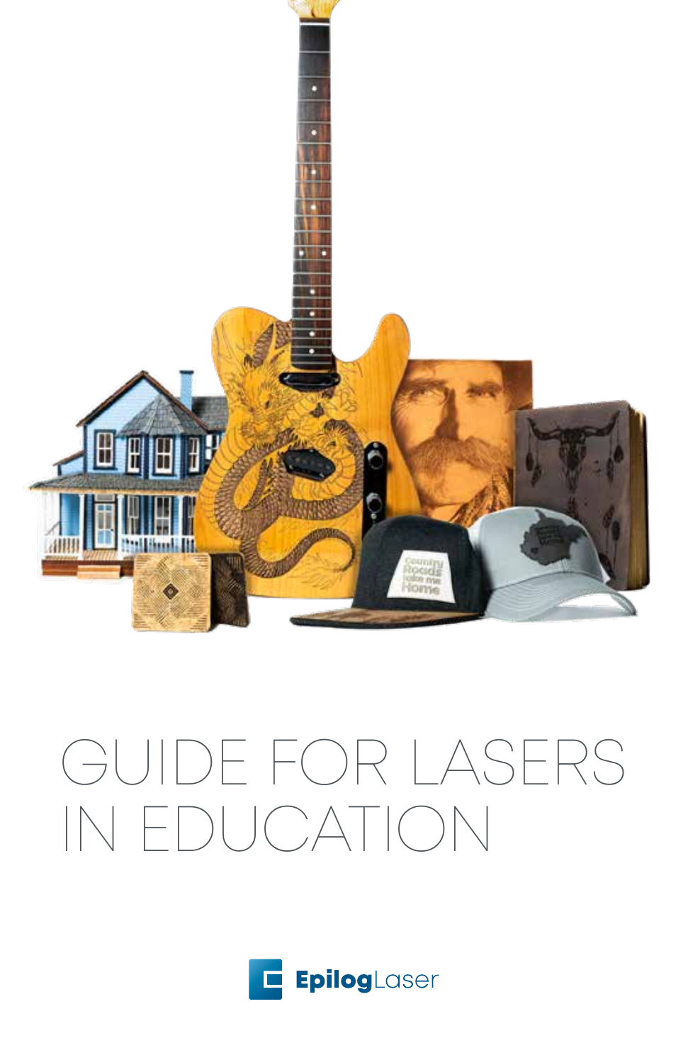# GUIDE FOR LASERS IN EDUCATION

Epilog Laser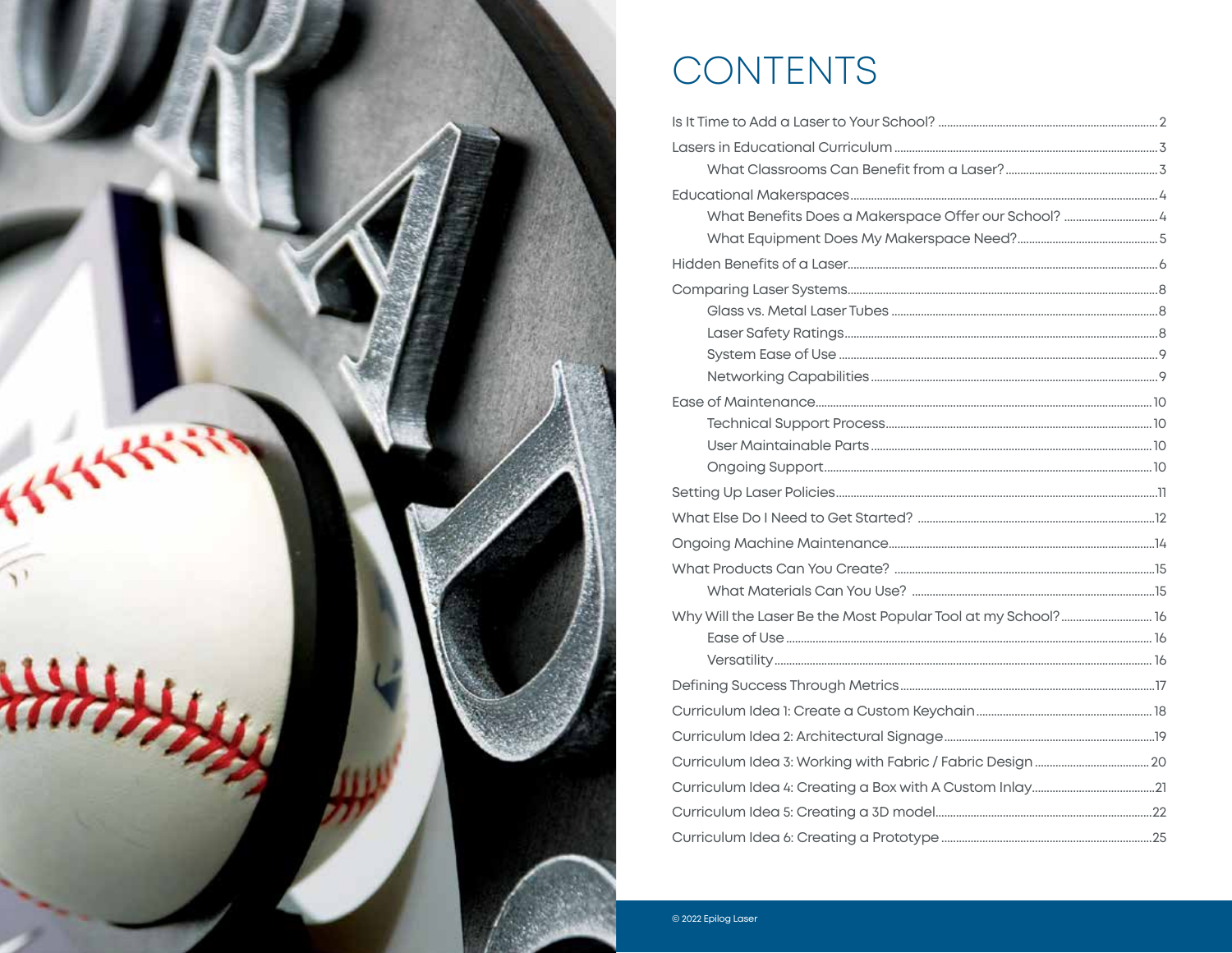# CONTENTS

- Is It Time to Add a Laser to Your School? ..... 2
- Lasers in Educational Curriculum ..... 3
  - What Classrooms Can Benefit from a Laser? ..... 3
- Educational Makerspaces ..... 4
  - What Benefits Does a Makerspace Offer our School? ..... 4
  - What Equipment Does My Makerspace Need? ..... 5
- Hidden Benefits of a Laser ..... 6
- Comparing Laser Systems ..... 8
  - Glass vs. Metal Laser Tubes ..... 8
  - Laser Safety Ratings ..... 8
  - System Ease of Use ..... 9
  - Networking Capabilities ..... 9
- Ease of Maintenance ..... 10
  - Technical Support Process ..... 10
  - User Maintainable Parts ..... 10
  - Ongoing Support ..... 10
- Setting Up Laser Policies ..... 11
- What Else Do I Need to Get Started? ..... 12
- Ongoing Machine Maintenance ..... 14
- What Products Can You Create? ..... 15
  - What Materials Can You Use? ..... 15
- Why Will the Laser Be the Most Popular Tool at my School? ..... 16
  - Ease of Use ..... 16
  - Versatility ..... 16
- Defining Success Through Metrics ..... 17
- Curriculum Idea 1: Create a Custom Keychain ..... 18
- Curriculum Idea 2: Architectural Signage ..... 19
- Curriculum Idea 3: Working with Fabric / Fabric Design ..... 20
- Curriculum Idea 4: Creating a Box with A Custom Inlay ..... 21
- Curriculum Idea 5: Creating a 3D model ..... 22
- Curriculum Idea 6: Creating a Prototype ..... 25

© 2022 Epilog Laser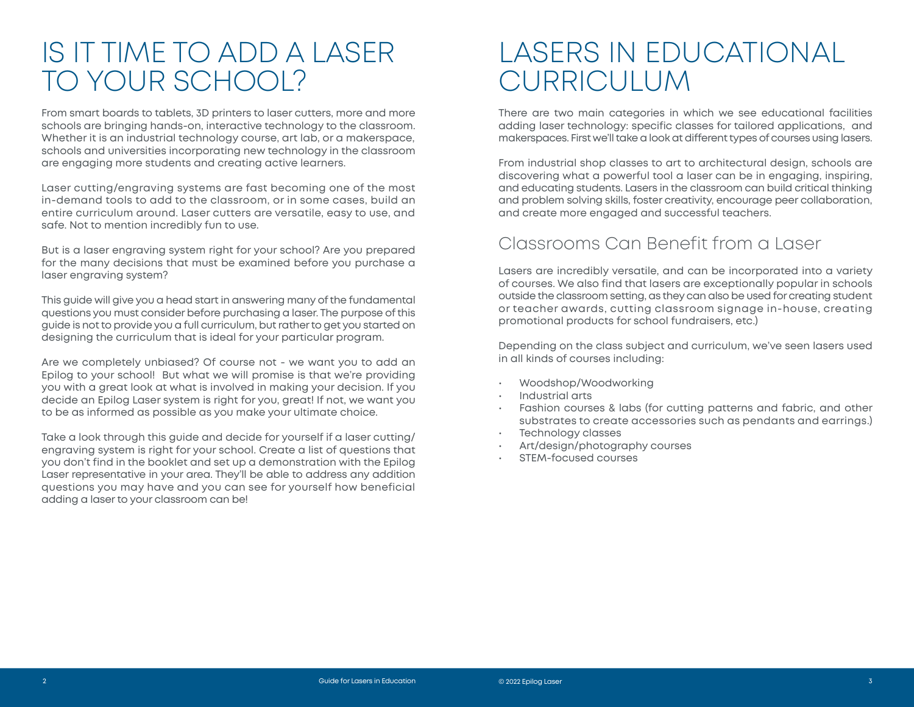# IS IT TIME TO ADD A LASER TO YOUR SCHOOL?

From smart boards to tablets, 3D printers to laser cutters, more and more schools are bringing hands-on, interactive technology to the classroom. Whether it is an industrial technology course, art lab, or a makerspace, schools and universities incorporating new technology in the classroom are engaging more students and creating active learners.

Laser cutting/engraving systems are fast becoming one of the most in-demand tools to add to the classroom, or in some cases, build an entire curriculum around. Laser cutters are versatile, easy to use, and safe. Not to mention incredibly fun to use.

But is a laser engraving system right for your school? Are you prepared for the many decisions that must be examined before you purchase a laser engraving system?

This guide will give you a head start in answering many of the fundamental questions you must consider before purchasing a laser. The purpose of this guide is not to provide you a full curriculum, but rather to get you started on designing the curriculum that is ideal for your particular program.

Are we completely unbiased? Of course not - we want you to add an Epilog to your school! But what we will promise is that we're providing you with a great look at what is involved in making your decision. If you decide an Epilog Laser system is right for you, great! If not, we want you to be as informed as possible as you make your ultimate choice.

Take a look through this guide and decide for yourself if a laser cutting/engraving system is right for your school. Create a list of questions that you don't find in the booklet and set up a demonstration with the Epilog Laser representative in your area. They'll be able to address any addition questions you may have and you can see for yourself how beneficial adding a laser to your classroom can be!

# LASERS IN EDUCATIONAL CURRICULUM

There are two main categories in which we see educational facilities adding laser technology: specific classes for tailored applications, and makerspaces. First we'll take a look at different types of courses using lasers.

From industrial shop classes to art to architectural design, schools are discovering what a powerful tool a laser can be in engaging, inspiring, and educating students. Lasers in the classroom can build critical thinking and problem solving skills, foster creativity, encourage peer collaboration, and create more engaged and successful teachers.

## Classrooms Can Benefit from a Laser

Lasers are incredibly versatile, and can be incorporated into a variety of courses. We also find that lasers are exceptionally popular in schools outside the classroom setting, as they can also be used for creating student or teacher awards, cutting classroom signage in-house, creating promotional products for school fundraisers, etc.)

Depending on the class subject and curriculum, we've seen lasers used in all kinds of courses including:

- Woodshop/Woodworking
- Industrial arts
- Fashion courses & labs (for cutting patterns and fabric, and other substrates to create accessories such as pendants and earrings.)
- Technology classes
- Art/design/photography courses
- STEM-focused courses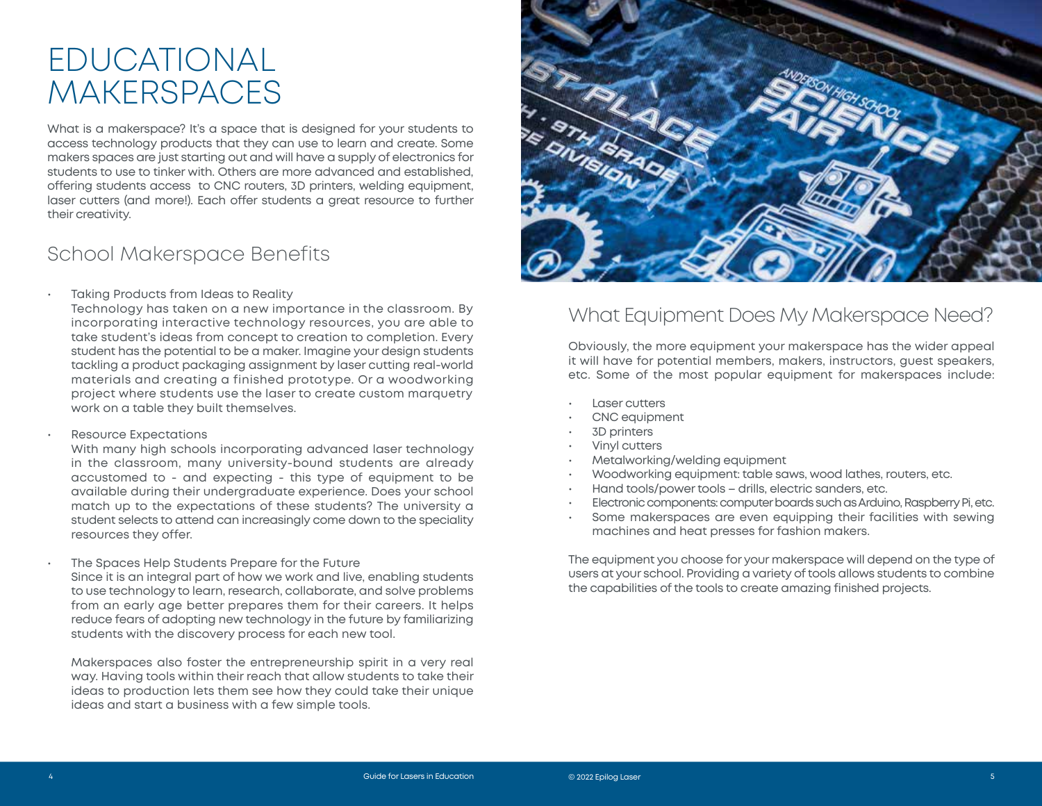# EDUCATIONAL MAKERSPACES

What is a makerspace? It's a space that is designed for your students to access technology products that they can use to learn and create. Some makers spaces are just starting out and will have a supply of electronics for students to use to tinker with. Others are more advanced and established, offering students access to CNC routers, 3D printers, welding equipment, laser cutters (and more!). Each offer students a great resource to further their creativity.

## School Makerspace Benefits

- Taking Products from Ideas to Reality
  Technology has taken on a new importance in the classroom. By incorporating interactive technology resources, you are able to take student's ideas from concept to creation to completion. Every student has the potential to be a maker. Imagine your design students tackling a product packaging assignment by laser cutting real-world materials and creating a finished prototype. Or a woodworking project where students use the laser to create custom marquetry work on a table they built themselves.

- Resource Expectations
  With many high schools incorporating advanced laser technology in the classroom, many university-bound students are already accustomed to - and expecting - this type of equipment to be available during their undergraduate experience. Does your school match up to the expectations of these students? The university a student selects to attend can increasingly come down to the speciality resources they offer.

- The Spaces Help Students Prepare for the Future
  Since it is an integral part of how we work and live, enabling students to use technology to learn, research, collaborate, and solve problems from an early age better prepares them for their careers. It helps reduce fears of adopting new technology in the future by familiarizing students with the discovery process for each new tool.

  Makerspaces also foster the entrepreneurship spirit in a very real way. Having tools within their reach that allow students to take their ideas to production lets them see how they could take their unique ideas and start a business with a few simple tools.

## What Equipment Does My Makerspace Need?

Obviously, the more equipment your makerspace has the wider appeal it will have for potential members, makers, instructors, guest speakers, etc. Some of the most popular equipment for makerspaces include:

- Laser cutters
- CNC equipment
- 3D printers
- Vinyl cutters
- Metalworking/welding equipment
- Woodworking equipment: table saws, wood lathes, routers, etc.
- Hand tools/power tools – drills, electric sanders, etc.
- Electronic components: computer boards such as Arduino, Raspberry Pi, etc.
- Some makerspaces are even equipping their facilities with sewing machines and heat presses for fashion makers.

The equipment you choose for your makerspace will depend on the type of users at your school. Providing a variety of tools allows students to combine the capabilities of the tools to create amazing finished projects.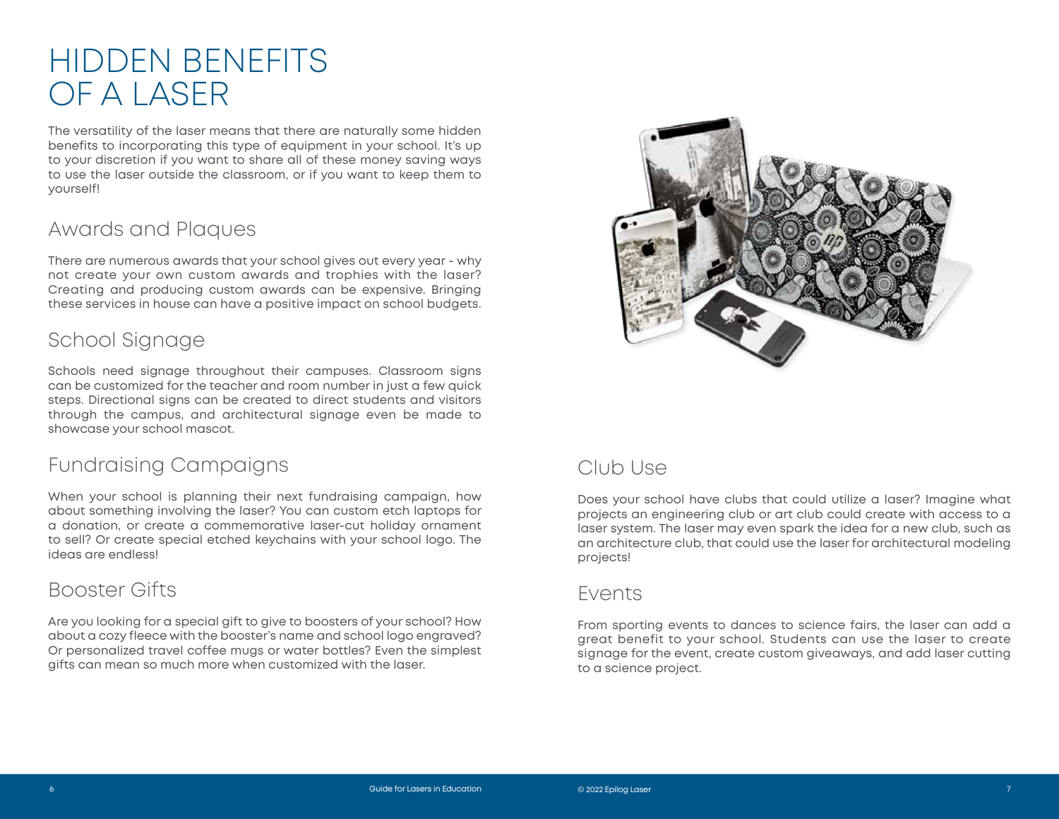# HIDDEN BENEFITS OF A LASER

The versatility of the laser means that there are naturally some hidden benefits to incorporating this type of equipment in your school. It's up to your discretion if you want to share all of these money saving ways to use the laser outside the classroom, or if you want to keep them to yourself!

## Awards and Plaques

There are numerous awards that your school gives out every year - why not create your own custom awards and trophies with the laser? Creating and producing custom awards can be expensive. Bringing these services in house can have a positive impact on school budgets.

## School Signage

Schools need signage throughout their campuses. Classroom signs can be customized for the teacher and room number in just a few quick steps. Directional signs can be created to direct students and visitors through the campus, and architectural signage even be made to showcase your school mascot.

## Fundraising Campaigns

When your school is planning their next fundraising campaign, how about something involving the laser? You can custom etch laptops for a donation, or create a commemorative laser-cut holiday ornament to sell? Or create special etched keychains with your school logo. The ideas are endless!

## Booster Gifts

Are you looking for a special gift to give to boosters of your school? How about a cozy fleece with the booster's name and school logo engraved? Or personalized travel coffee mugs or water bottles? Even the simplest gifts can mean so much more when customized with the laser.

## Club Use

Does your school have clubs that could utilize a laser? Imagine what projects an engineering club or art club could create with access to a laser system. The laser may even spark the idea for a new club, such as an architecture club, that could use the laser for architectural modeling projects!

## Events

From sporting events to dances to science fairs, the laser can add a great benefit to your school. Students can use the laser to create signage for the event, create custom giveaways, and add laser cutting to a science project.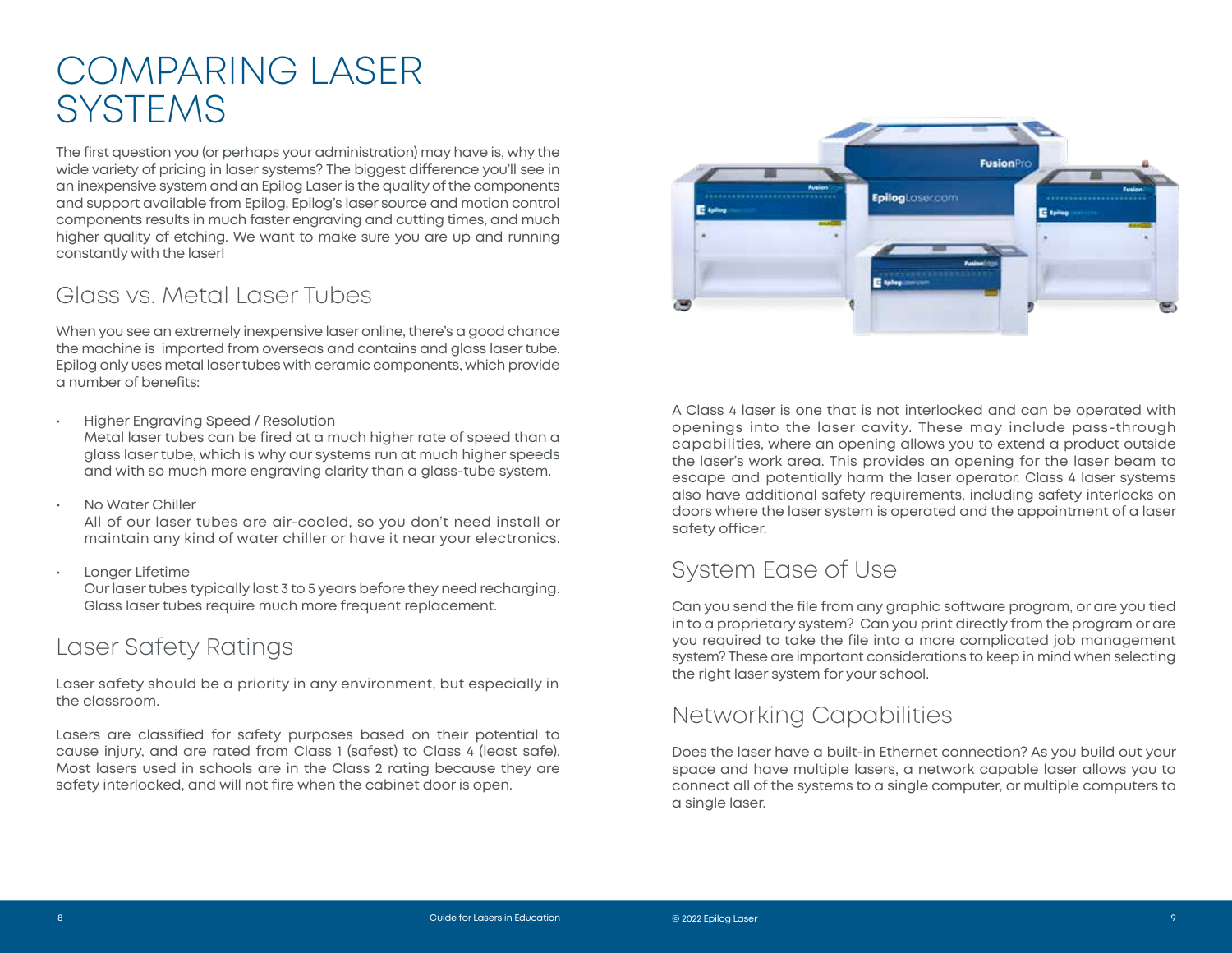# COMPARING LASER SYSTEMS

The first question you (or perhaps your administration) may have is, why the wide variety of pricing in laser systems? The biggest difference you'll see in an inexpensive system and an Epilog Laser is the quality of the components and support available from Epilog. Epilog's laser source and motion control components results in much faster engraving and cutting times, and much higher quality of etching. We want to make sure you are up and running constantly with the laser!

## Glass vs. Metal Laser Tubes

When you see an extremely inexpensive laser online, there's a good chance the machine is imported from overseas and contains and glass laser tube. Epilog only uses metal laser tubes with ceramic components, which provide a number of benefits:

- Higher Engraving Speed / Resolution
  Metal laser tubes can be fired at a much higher rate of speed than a glass laser tube, which is why our systems run at much higher speeds and with so much more engraving clarity than a glass-tube system.

- No Water Chiller
  All of our laser tubes are air-cooled, so you don't need install or maintain any kind of water chiller or have it near your electronics.

- Longer Lifetime
  Our laser tubes typically last 3 to 5 years before they need recharging. Glass laser tubes require much more frequent replacement.

## Laser Safety Ratings

Laser safety should be a priority in any environment, but especially in the classroom.

Lasers are classified for safety purposes based on their potential to cause injury, and are rated from Class 1 (safest) to Class 4 (least safe). Most lasers used in schools are in the Class 2 rating because they are safety interlocked, and will not fire when the cabinet door is open.

A Class 4 laser is one that is not interlocked and can be operated with openings into the laser cavity. These may include pass-through capabilities, where an opening allows you to extend a product outside the laser's work area. This provides an opening for the laser beam to escape and potentially harm the laser operator. Class 4 laser systems also have additional safety requirements, including safety interlocks on doors where the laser system is operated and the appointment of a laser safety officer.

## System Ease of Use

Can you send the file from any graphic software program, or are you tied in to a proprietary system? Can you print directly from the program or are you required to take the file into a more complicated job management system? These are important considerations to keep in mind when selecting the right laser system for your school.

## Networking Capabilities

Does the laser have a built-in Ethernet connection? As you build out your space and have multiple lasers, a network capable laser allows you to connect all of the systems to a single computer, or multiple computers to a single laser.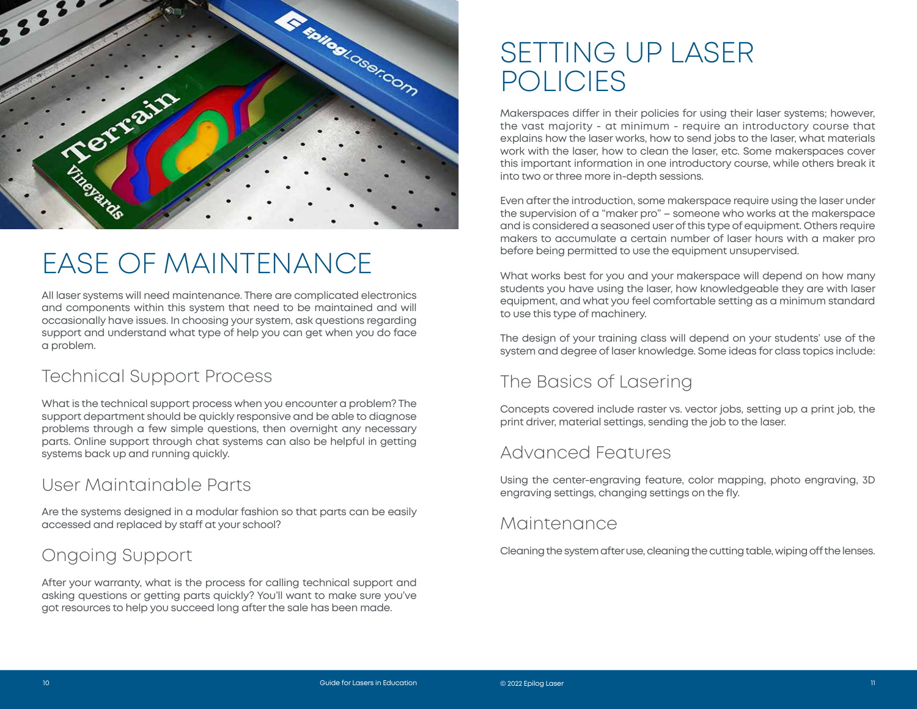# EASE OF MAINTENANCE

All laser systems will need maintenance. There are complicated electronics and components within this system that need to be maintained and will occasionally have issues. In choosing your system, ask questions regarding support and understand what type of help you can get when you do face a problem.

## Technical Support Process

What is the technical support process when you encounter a problem? The support department should be quickly responsive and be able to diagnose problems through a few simple questions, then overnight any necessary parts. Online support through chat systems can also be helpful in getting systems back up and running quickly.

## User Maintainable Parts

Are the systems designed in a modular fashion so that parts can be easily accessed and replaced by staff at your school?

## Ongoing Support

After your warranty, what is the process for calling technical support and asking questions or getting parts quickly? You'll want to make sure you've got resources to help you succeed long after the sale has been made.

# SETTING UP LASER POLICIES

Makerspaces differ in their policies for using their laser systems; however, the vast majority - at minimum - require an introductory course that explains how the laser works, how to send jobs to the laser, what materials work with the laser, how to clean the laser, etc. Some makerspaces cover this important information in one introductory course, while others break it into two or three more in-depth sessions.

Even after the introduction, some makerspace require using the laser under the supervision of a "maker pro" – someone who works at the makerspace and is considered a seasoned user of this type of equipment. Others require makers to accumulate a certain number of laser hours with a maker pro before being permitted to use the equipment unsupervised.

What works best for you and your makerspace will depend on how many students you have using the laser, how knowledgeable they are with laser equipment, and what you feel comfortable setting as a minimum standard to use this type of machinery.

The design of your training class will depend on your students' use of the system and degree of laser knowledge. Some ideas for class topics include:

## The Basics of Lasering

Concepts covered include raster vs. vector jobs, setting up a print job, the print driver, material settings, sending the job to the laser.

## Advanced Features

Using the center-engraving feature, color mapping, photo engraving, 3D engraving settings, changing settings on the fly.

## Maintenance

Cleaning the system after use, cleaning the cutting table, wiping off the lenses.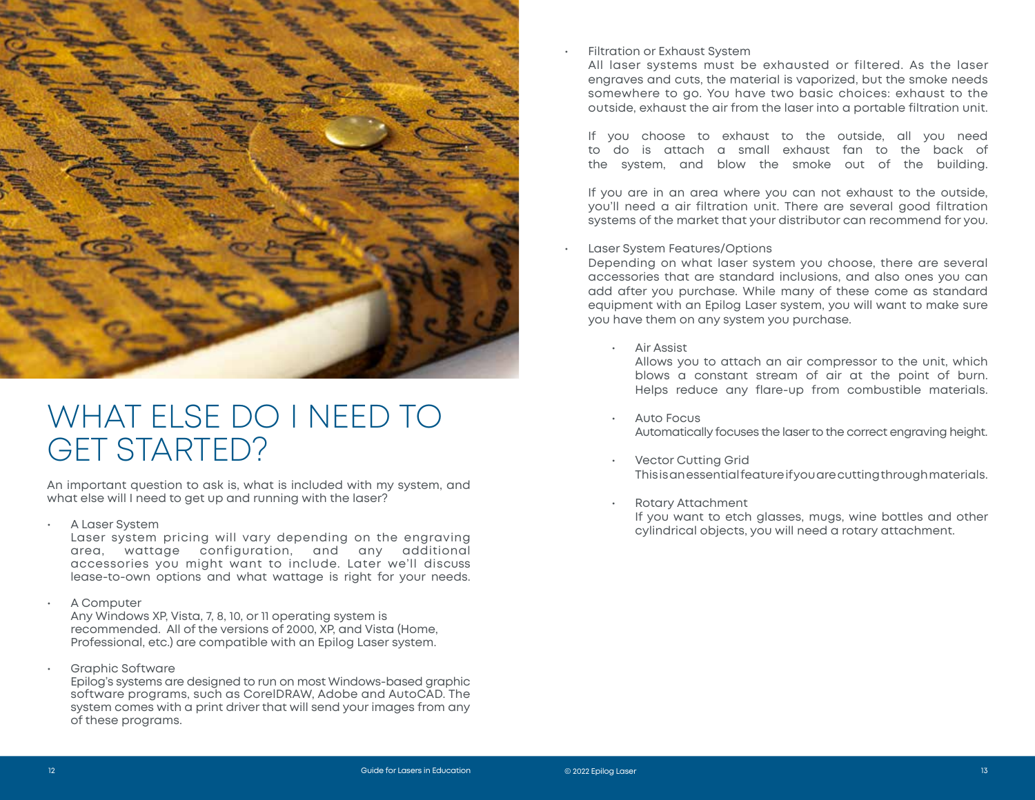# WHAT ELSE DO I NEED TO GET STARTED?

An important question to ask is, what is included with my system, and what else will I need to get up and running with the laser?

- A Laser System
  Laser system pricing will vary depending on the engraving area, wattage configuration, and any additional accessories you might want to include. Later we'll discuss lease-to-own options and what wattage is right for your needs.

- A Computer
  Any Windows XP, Vista, 7, 8, 10, or 11 operating system is recommended. All of the versions of 2000, XP, and Vista (Home, Professional, etc.) are compatible with an Epilog Laser system.

- Graphic Software
  Epilog's systems are designed to run on most Windows-based graphic software programs, such as CorelDRAW, Adobe and AutoCAD. The system comes with a print driver that will send your images from any of these programs.

- Filtration or Exhaust System
  All laser systems must be exhausted or filtered. As the laser engraves and cuts, the material is vaporized, but the smoke needs somewhere to go. You have two basic choices: exhaust to the outside, exhaust the air from the laser into a portable filtration unit.

  If you choose to exhaust to the outside, all you need to do is attach a small exhaust fan to the back of the system, and blow the smoke out of the building.

  If you are in an area where you can not exhaust to the outside, you'll need a air filtration unit. There are several good filtration systems of the market that your distributor can recommend for you.

- Laser System Features/Options
  Depending on what laser system you choose, there are several accessories that are standard inclusions, and also ones you can add after you purchase. While many of these come as standard equipment with an Epilog Laser system, you will want to make sure you have them on any system you purchase.

  - Air Assist
    Allows you to attach an air compressor to the unit, which blows a constant stream of air at the point of burn. Helps reduce any flare-up from combustible materials.

  - Auto Focus
    Automatically focuses the laser to the correct engraving height.

  - Vector Cutting Grid
    This is an essential feature if you are cutting through materials.

  - Rotary Attachment
    If you want to etch glasses, mugs, wine bottles and other cylindrical objects, you will need a rotary attachment.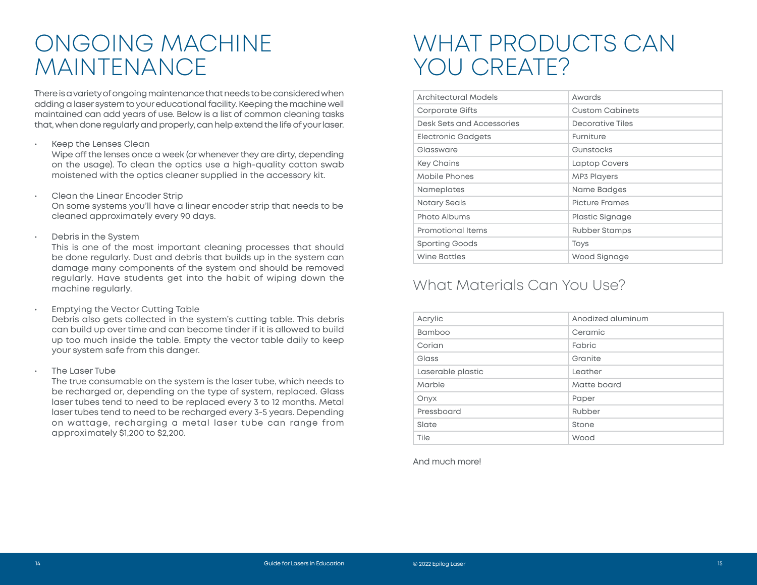# ONGOING MACHINE MAINTENANCE

There is a variety of ongoing maintenance that needs to be considered when adding a laser system to your educational facility. Keeping the machine well maintained can add years of use. Below is a list of common cleaning tasks that, when done regularly and properly, can help extend the life of your laser.

- Keep the Lenses Clean
  Wipe off the lenses once a week (or whenever they are dirty, depending on the usage). To clean the optics use a high-quality cotton swab moistened with the optics cleaner supplied in the accessory kit.

- Clean the Linear Encoder Strip
  On some systems you'll have a linear encoder strip that needs to be cleaned approximately every 90 days.

- Debris in the System
  This is one of the most important cleaning processes that should be done regularly. Dust and debris that builds up in the system can damage many components of the system and should be removed regularly. Have students get into the habit of wiping down the machine regularly.

- Emptying the Vector Cutting Table
  Debris also gets collected in the system's cutting table. This debris can build up over time and can become tinder if it is allowed to build up too much inside the table. Empty the vector table daily to keep your system safe from this danger.

- The Laser Tube
  The true consumable on the system is the laser tube, which needs to be recharged or, depending on the type of system, replaced. Glass laser tubes tend to need to be replaced every 3 to 12 months. Metal laser tubes tend to need to be recharged every 3-5 years. Depending on wattage, recharging a metal laser tube can range from approximately $1,200 to $2,200.

# WHAT PRODUCTS CAN YOU CREATE?

| | |
|---|---|
| Architectural Models | Awards |
| Corporate Gifts | Custom Cabinets |
| Desk Sets and Accessories | Decorative Tiles |
| Electronic Gadgets | Furniture |
| Glassware | Gunstocks |
| Key Chains | Laptop Covers |
| Mobile Phones | MP3 Players |
| Nameplates | Name Badges |
| Notary Seals | Picture Frames |
| Photo Albums | Plastic Signage |
| Promotional Items | Rubber Stamps |
| Sporting Goods | Toys |
| Wine Bottles | Wood Signage |

## What Materials Can You Use?

| | |
|---|---|
| Acrylic | Anodized aluminum |
| Bamboo | Ceramic |
| Corian | Fabric |
| Glass | Granite |
| Laserable plastic | Leather |
| Marble | Matte board |
| Onyx | Paper |
| Pressboard | Rubber |
| Slate | Stone |
| Tile | Wood |

And much more!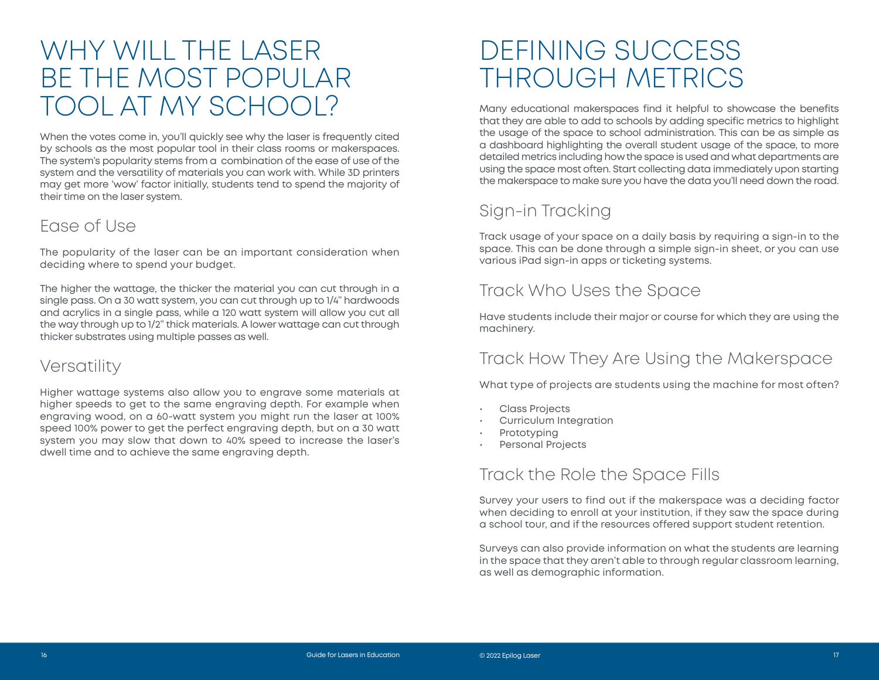# WHY WILL THE LASER BE THE MOST POPULAR TOOL AT MY SCHOOL?

When the votes come in, you'll quickly see why the laser is frequently cited by schools as the most popular tool in their class rooms or makerspaces. The system's popularity stems from a combination of the ease of use of the system and the versatility of materials you can work with. While 3D printers may get more 'wow' factor initially, students tend to spend the majority of their time on the laser system.

## Ease of Use

The popularity of the laser can be an important consideration when deciding where to spend your budget.

The higher the wattage, the thicker the material you can cut through in a single pass. On a 30 watt system, you can cut through up to 1/4" hardwoods and acrylics in a single pass, while a 120 watt system will allow you cut all the way through up to 1/2" thick materials. A lower wattage can cut through thicker substrates using multiple passes as well.

## Versatility

Higher wattage systems also allow you to engrave some materials at higher speeds to get to the same engraving depth. For example when engraving wood, on a 60-watt system you might run the laser at 100% speed 100% power to get the perfect engraving depth, but on a 30 watt system you may slow that down to 40% speed to increase the laser's dwell time and to achieve the same engraving depth.

# DEFINING SUCCESS THROUGH METRICS

Many educational makerspaces find it helpful to showcase the benefits that they are able to add to schools by adding specific metrics to highlight the usage of the space to school administration. This can be as simple as a dashboard highlighting the overall student usage of the space, to more detailed metrics including how the space is used and what departments are using the space most often. Start collecting data immediately upon starting the makerspace to make sure you have the data you'll need down the road.

## Sign-in Tracking

Track usage of your space on a daily basis by requiring a sign-in to the space. This can be done through a simple sign-in sheet, or you can use various iPad sign-in apps or ticketing systems.

## Track Who Uses the Space

Have students include their major or course for which they are using the machinery.

## Track How They Are Using the Makerspace

What type of projects are students using the machine for most often?

- Class Projects
- Curriculum Integration
- Prototyping
- Personal Projects

## Track the Role the Space Fills

Survey your users to find out if the makerspace was a deciding factor when deciding to enroll at your institution, if they saw the space during a school tour, and if the resources offered support student retention.

Surveys can also provide information on what the students are learning in the space that they aren't able to through regular classroom learning, as well as demographic information.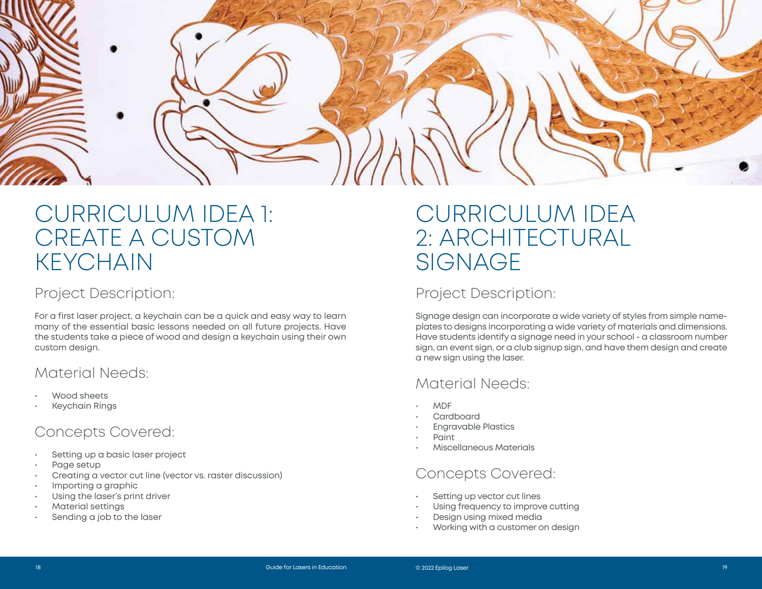# CURRICULUM IDEA 1: CREATE A CUSTOM KEYCHAIN

## Project Description:

For a first laser project, a keychain can be a quick and easy way to learn many of the essential basic lessons needed on all future projects. Have the students take a piece of wood and design a keychain using their own custom design.

## Material Needs:

- Wood sheets
- Keychain Rings

## Concepts Covered:

- Setting up a basic laser project
- Page setup
- Creating a vector cut line (vector vs. raster discussion)
- Importing a graphic
- Using the laser's print driver
- Material settings
- Sending a job to the laser

# CURRICULUM IDEA 2: ARCHITECTURAL SIGNAGE

## Project Description:

Signage design can incorporate a wide variety of styles from simple name-plates to designs incorporating a wide variety of materials and dimensions. Have students identify a signage need in your school - a classroom number sign, an event sign, or a club signup sign, and have them design and create a new sign using the laser.

## Material Needs:

- MDF
- Cardboard
- Engravable Plastics
- Paint
- Miscellaneous Materials

## Concepts Covered:

- Setting up vector cut lines
- Using frequency to improve cutting
- Design using mixed media
- Working with a customer on design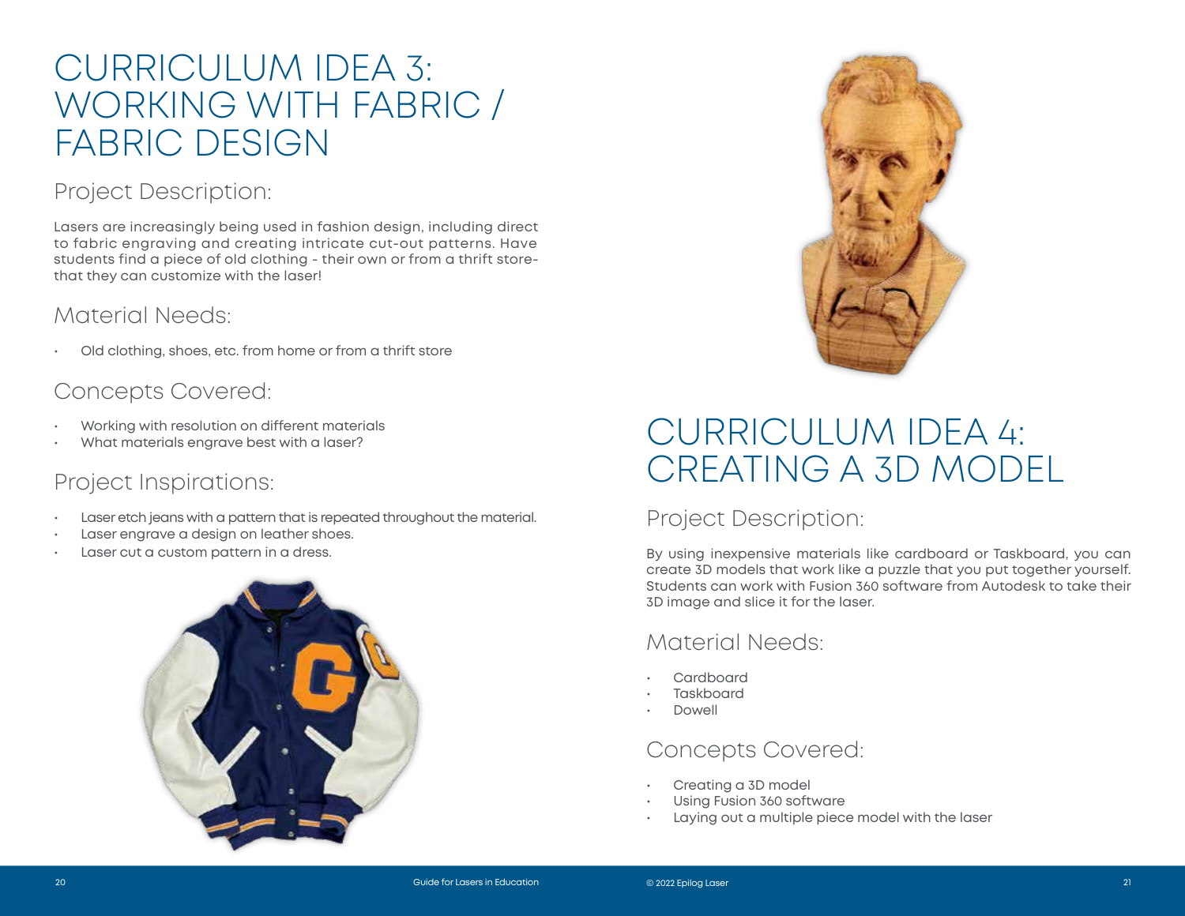# CURRICULUM IDEA 3: WORKING WITH FABRIC / FABRIC DESIGN

## Project Description:

Lasers are increasingly being used in fashion design, including direct to fabric engraving and creating intricate cut-out patterns. Have students find a piece of old clothing - their own or from a thrift store- that they can customize with the laser!

## Material Needs:

- Old clothing, shoes, etc. from home or from a thrift store

## Concepts Covered:

- Working with resolution on different materials
- What materials engrave best with a laser?

## Project Inspirations:

- Laser etch jeans with a pattern that is repeated throughout the material.
- Laser engrave a design on leather shoes.
- Laser cut a custom pattern in a dress.

# CURRICULUM IDEA 4: CREATING A 3D MODEL

## Project Description:

By using inexpensive materials like cardboard or Taskboard, you can create 3D models that work like a puzzle that you put together yourself. Students can work with Fusion 360 software from Autodesk to take their 3D image and slice it for the laser.

## Material Needs:

- Cardboard
- Taskboard
- Dowell

## Concepts Covered:

- Creating a 3D model
- Using Fusion 360 software
- Laying out a multiple piece model with the laser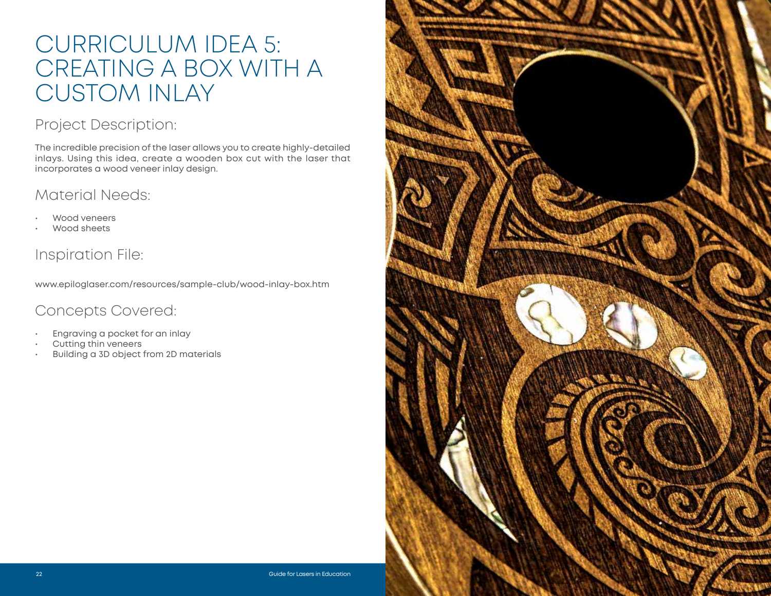# CURRICULUM IDEA 5: CREATING A BOX WITH A CUSTOM INLAY

## Project Description:

The incredible precision of the laser allows you to create highly-detailed inlays. Using this idea, create a wooden box cut with the laser that incorporates a wood veneer inlay design.

## Material Needs:

- Wood veneers
- Wood sheets

## Inspiration File:

www.epiloglaser.com/resources/sample-club/wood-inlay-box.htm

## Concepts Covered:

- Engraving a pocket for an inlay
- Cutting thin veneers
- Building a 3D object from 2D materials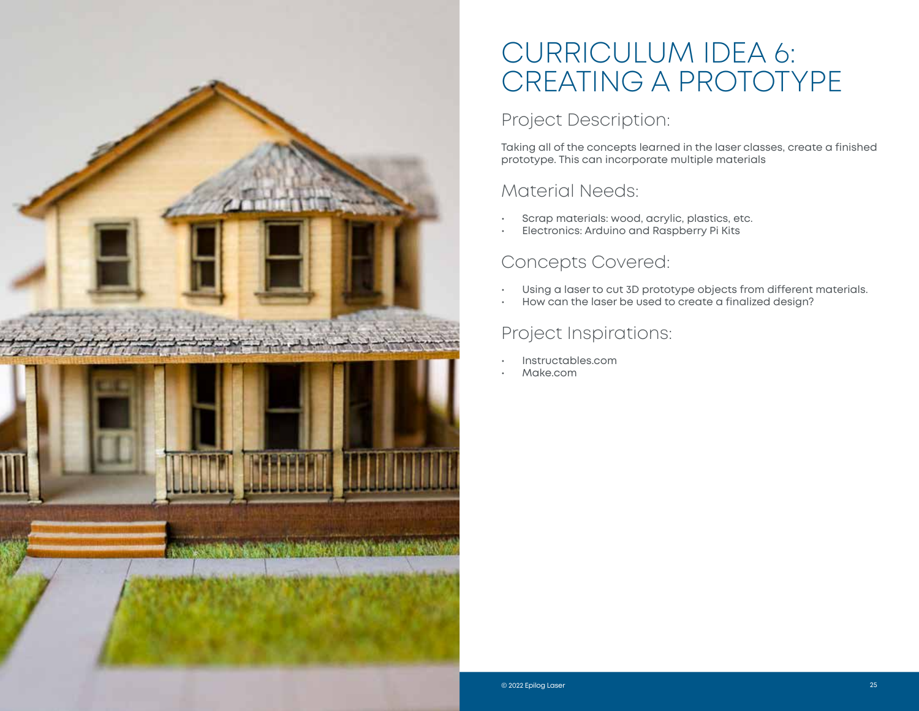# CURRICULUM IDEA 6: CREATING A PROTOTYPE

## Project Description:

Taking all of the concepts learned in the laser classes, create a finished prototype. This can incorporate multiple materials

## Material Needs:

- Scrap materials: wood, acrylic, plastics, etc.
- Electronics: Arduino and Raspberry Pi Kits

## Concepts Covered:

- Using a laser to cut 3D prototype objects from different materials.
- How can the laser be used to create a finalized design?

## Project Inspirations:

- Instructables.com
- Make.com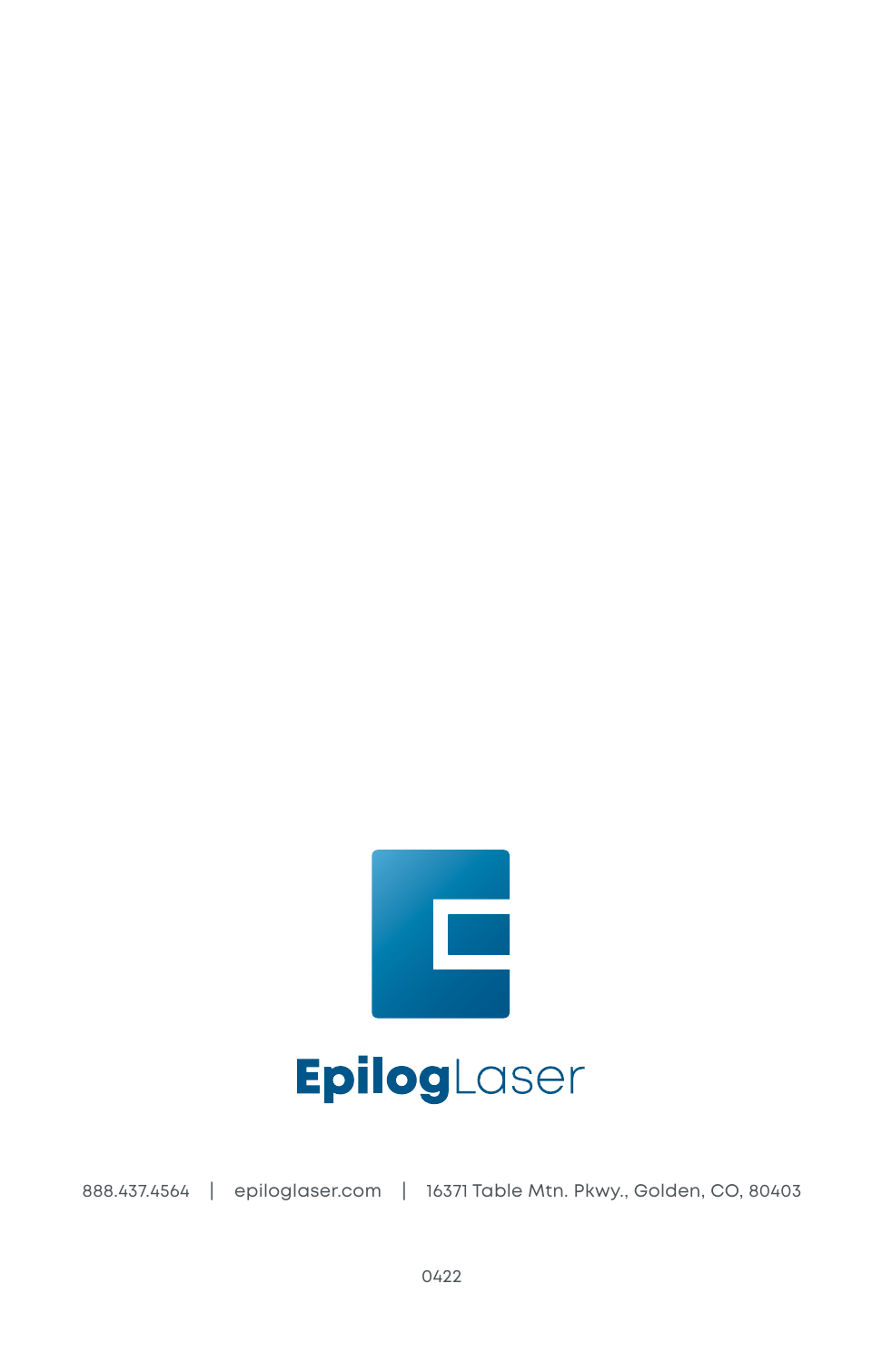EpilogLaser

888.437.4564 | epiloglaser.com | 16371 Table Mtn. Pkwy., Golden, CO, 80403

0422